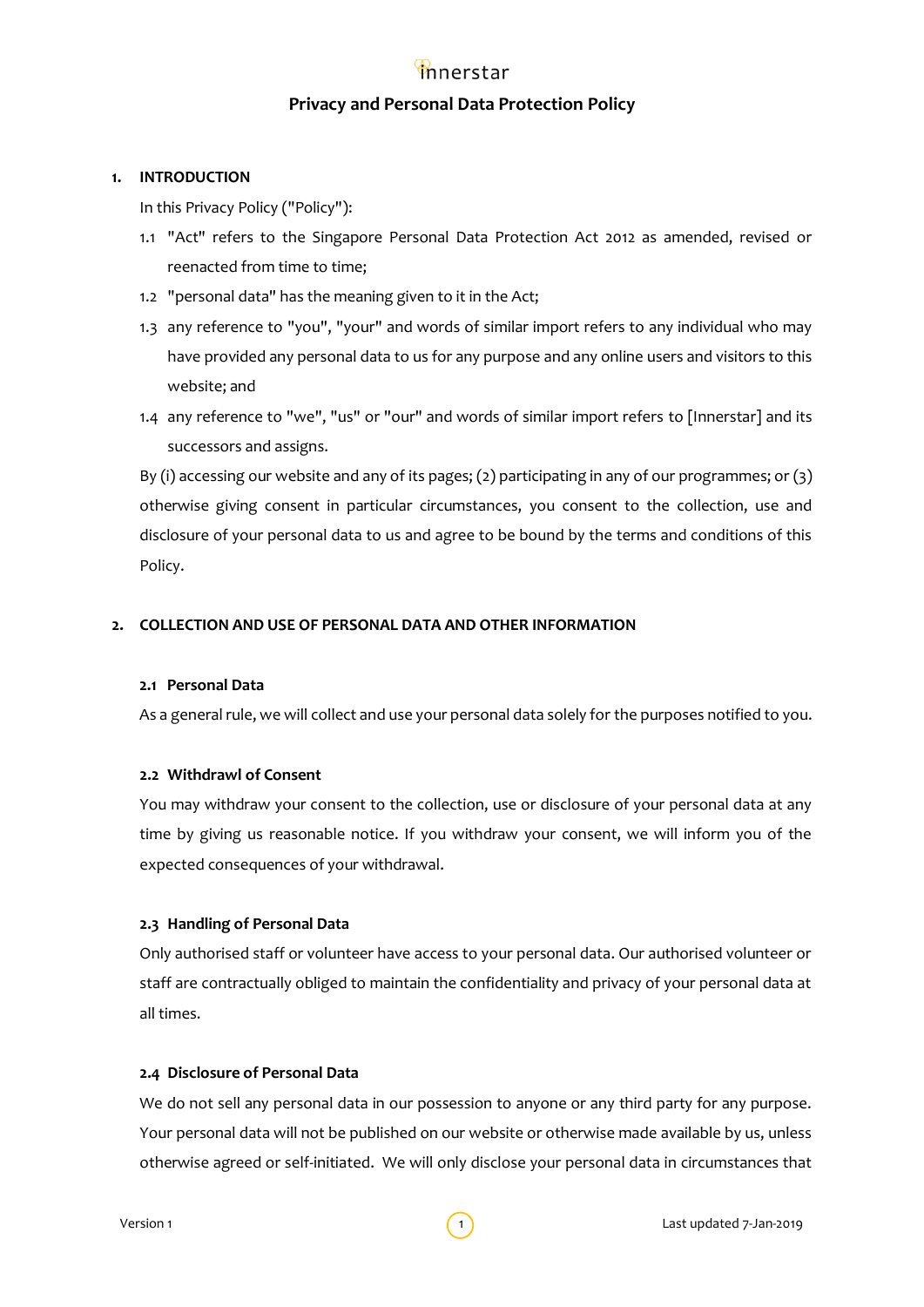innerstar

# Privacy and Personal Data Protection Policy

## 1. INTRODUCTION

In this Privacy Policy ("Policy"):

1.1 "Act" refers to the Singapore Personal Data Protection Act 2012 as amended, revised or reenacted from time to time;

1.2 "personal data" has the meaning given to it in the Act;

1.3 any reference to "you", "your" and words of similar import refers to any individual who may have provided any personal data to us for any purpose and any online users and visitors to this website; and

1.4 any reference to "we", "us" or "our" and words of similar import refers to [Innerstar] and its successors and assigns.

By (i) accessing our website and any of its pages; (2) participating in any of our programmes; or (3) otherwise giving consent in particular circumstances, you consent to the collection, use and disclosure of your personal data to us and agree to be bound by the terms and conditions of this Policy.

## 2. COLLECTION AND USE OF PERSONAL DATA AND OTHER INFORMATION

### 2.1 Personal Data

As a general rule, we will collect and use your personal data solely for the purposes notified to you.

### 2.2 Withdrawl of Consent

You may withdraw your consent to the collection, use or disclosure of your personal data at any time by giving us reasonable notice. If you withdraw your consent, we will inform you of the expected consequences of your withdrawal.

### 2.3 Handling of Personal Data

Only authorised staff or volunteer have access to your personal data. Our authorised volunteer or staff are contractually obliged to maintain the confidentiality and privacy of your personal data at all times.

### 2.4 Disclosure of Personal Data

We do not sell any personal data in our possession to anyone or any third party for any purpose. Your personal data will not be published on our website or otherwise made available by us, unless otherwise agreed or self-initiated. We will only disclose your personal data in circumstances that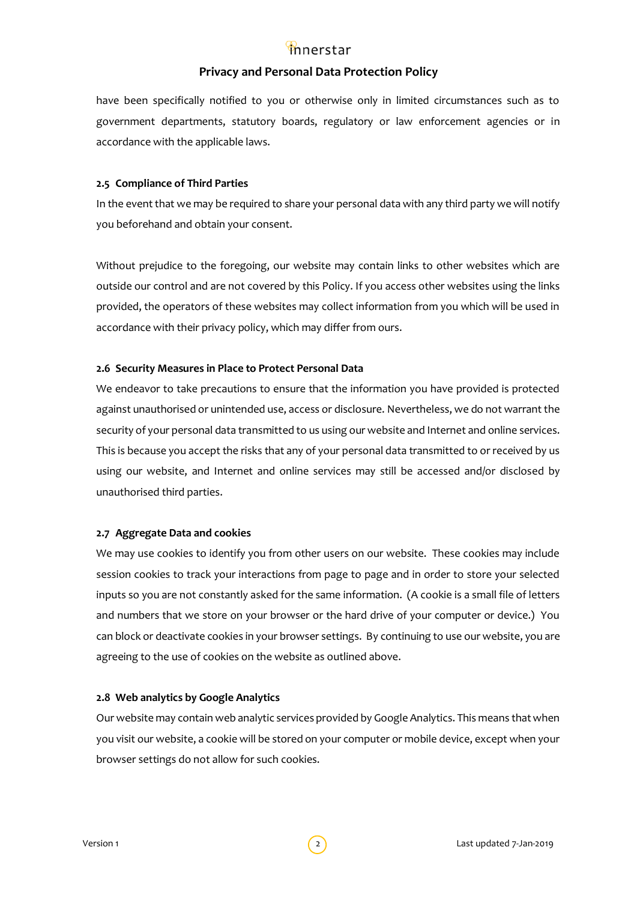have been specifically notified to you or otherwise only in limited circumstances such as to government departments, statutory boards, regulatory or law enforcement agencies or in accordance with the applicable laws.

### 2.5 Compliance of Third Parties

In the event that we may be required to share your personal data with any third party we will notify you beforehand and obtain your consent.

Without prejudice to the foregoing, our website may contain links to other websites which are outside our control and are not covered by this Policy. If you access other websites using the links provided, the operators of these websites may collect information from you which will be used in accordance with their privacy policy, which may differ from ours.

### 2.6 Security Measures in Place to Protect Personal Data

We endeavor to take precautions to ensure that the information you have provided is protected against unauthorised or unintended use, access or disclosure. Nevertheless, we do not warrant the security of your personal data transmitted to us using our website and Internet and online services. This is because you accept the risks that any of your personal data transmitted to or received by us using our website, and Internet and online services may still be accessed and/or disclosed by unauthorised third parties.

### 2.7 Aggregate Data and cookies

We may use cookies to identify you from other users on our website. These cookies may include session cookies to track your interactions from page to page and in order to store your selected inputs so you are not constantly asked for the same information. (A cookie is a small file of letters and numbers that we store on your browser or the hard drive of your computer or device.) You can block or deactivate cookies in your browser settings. By continuing to use our website, you are agreeing to the use of cookies on the website as outlined above.

### 2.8 Web analytics by Google Analytics

Our website may contain web analytic services provided by Google Analytics. This means that when you visit our website, a cookie will be stored on your computer or mobile device, except when your browser settings do not allow for such cookies.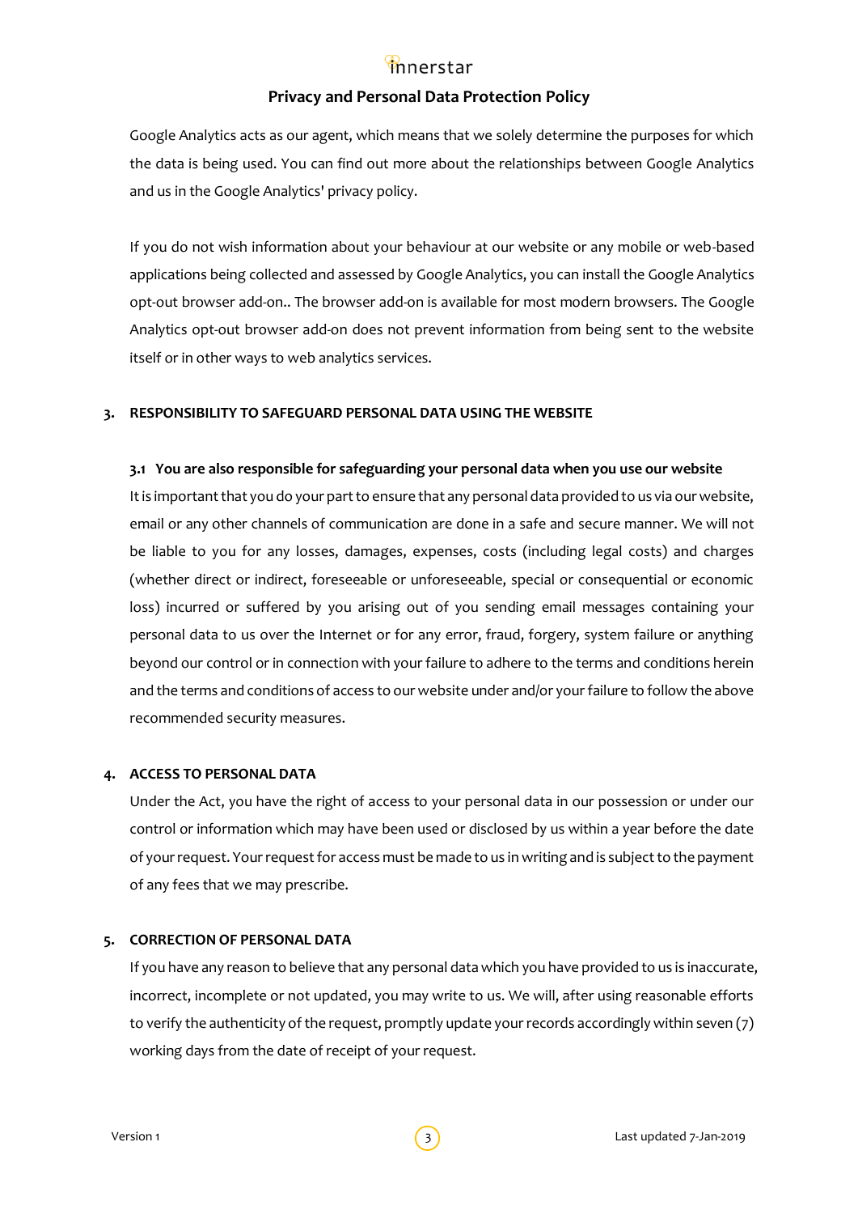Google Analytics acts as our agent, which means that we solely determine the purposes for which the data is being used. You can find out more about the relationships between Google Analytics and us in the Google Analytics' privacy policy.

If you do not wish information about your behaviour at our website or any mobile or web-based applications being collected and assessed by Google Analytics, you can install the Google Analytics opt-out browser add-on.. The browser add-on is available for most modern browsers. The Google Analytics opt-out browser add-on does not prevent information from being sent to the website itself or in other ways to web analytics services.

## 3. RESPONSIBILITY TO SAFEGUARD PERSONAL DATA USING THE WEBSITE

### 3.1 You are also responsible for safeguarding your personal data when you use our website

It is important that you do your part to ensure that any personal data provided to us via our website, email or any other channels of communication are done in a safe and secure manner. We will not be liable to you for any losses, damages, expenses, costs (including legal costs) and charges (whether direct or indirect, foreseeable or unforeseeable, special or consequential or economic loss) incurred or suffered by you arising out of you sending email messages containing your personal data to us over the Internet or for any error, fraud, forgery, system failure or anything beyond our control or in connection with your failure to adhere to the terms and conditions herein and the terms and conditions of access to our website under and/or your failure to follow the above recommended security measures.

## 4. ACCESS TO PERSONAL DATA

Under the Act, you have the right of access to your personal data in our possession or under our control or information which may have been used or disclosed by us within a year before the date of your request. Your request for access must be made to us in writing and is subject to the payment of any fees that we may prescribe.

## 5. CORRECTION OF PERSONAL DATA

If you have any reason to believe that any personal data which you have provided to us is inaccurate, incorrect, incomplete or not updated, you may write to us. We will, after using reasonable efforts to verify the authenticity of the request, promptly update your records accordingly within seven (7) working days from the date of receipt of your request.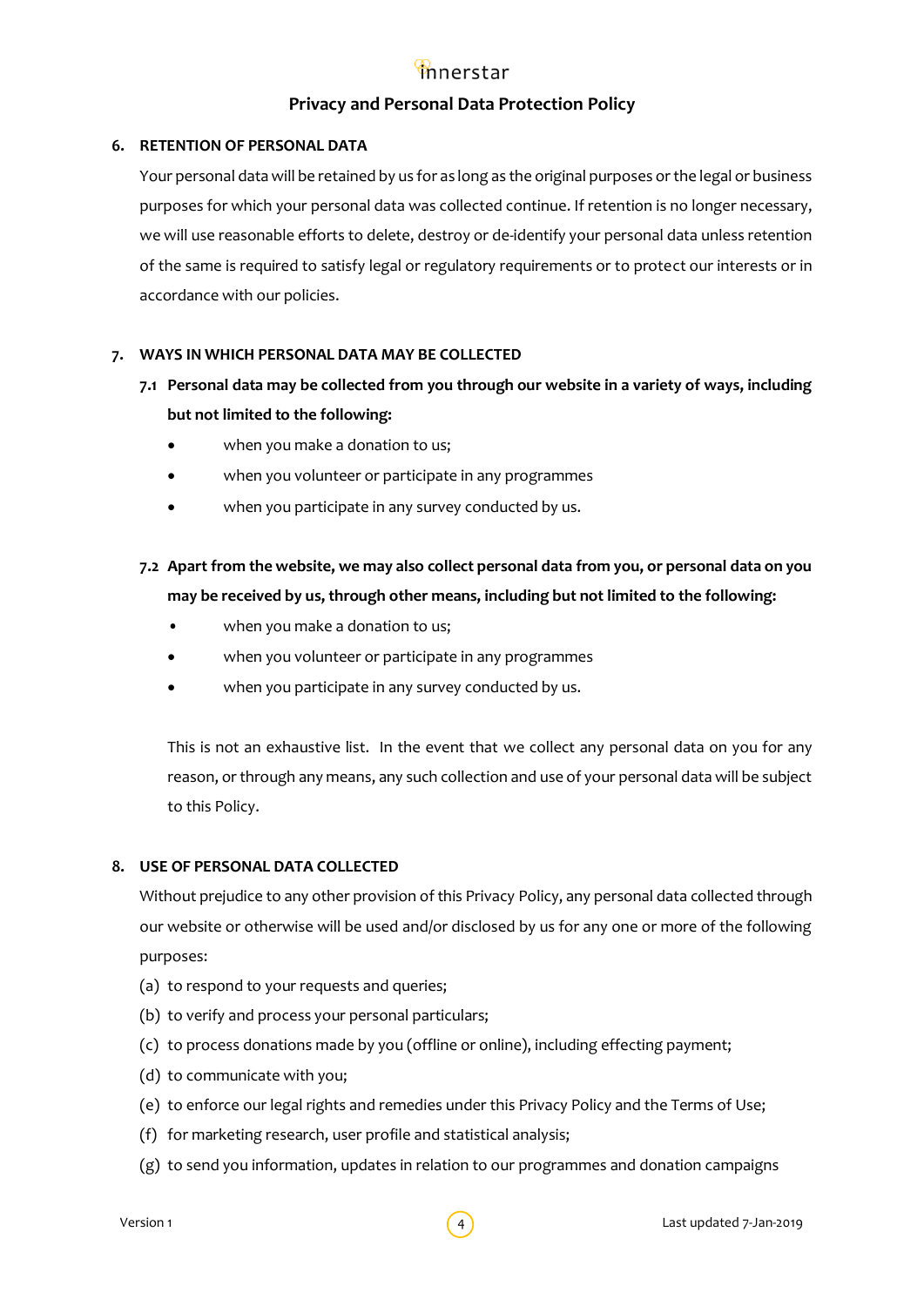## 6. RETENTION OF PERSONAL DATA

Your personal data will be retained by us for as long as the original purposes or the legal or business purposes for which your personal data was collected continue. If retention is no longer necessary, we will use reasonable efforts to delete, destroy or de-identify your personal data unless retention of the same is required to satisfy legal or regulatory requirements or to protect our interests or in accordance with our policies.

## 7. WAYS IN WHICH PERSONAL DATA MAY BE COLLECTED

**7.1 Personal data may be collected from you through our website in a variety of ways, including but not limited to the following:**

- when you make a donation to us;
- when you volunteer or participate in any programmes
- when you participate in any survey conducted by us.

**7.2 Apart from the website, we may also collect personal data from you, or personal data on you may be received by us, through other means, including but not limited to the following:**

- when you make a donation to us;
- when you volunteer or participate in any programmes
- when you participate in any survey conducted by us.

This is not an exhaustive list. In the event that we collect any personal data on you for any reason, or through any means, any such collection and use of your personal data will be subject to this Policy.

## 8. USE OF PERSONAL DATA COLLECTED

Without prejudice to any other provision of this Privacy Policy, any personal data collected through our website or otherwise will be used and/or disclosed by us for any one or more of the following purposes:

(a) to respond to your requests and queries;

(b) to verify and process your personal particulars;

(c) to process donations made by you (offline or online), including effecting payment;

(d) to communicate with you;

(e) to enforce our legal rights and remedies under this Privacy Policy and the Terms of Use;

(f) for marketing research, user profile and statistical analysis;

(g) to send you information, updates in relation to our programmes and donation campaigns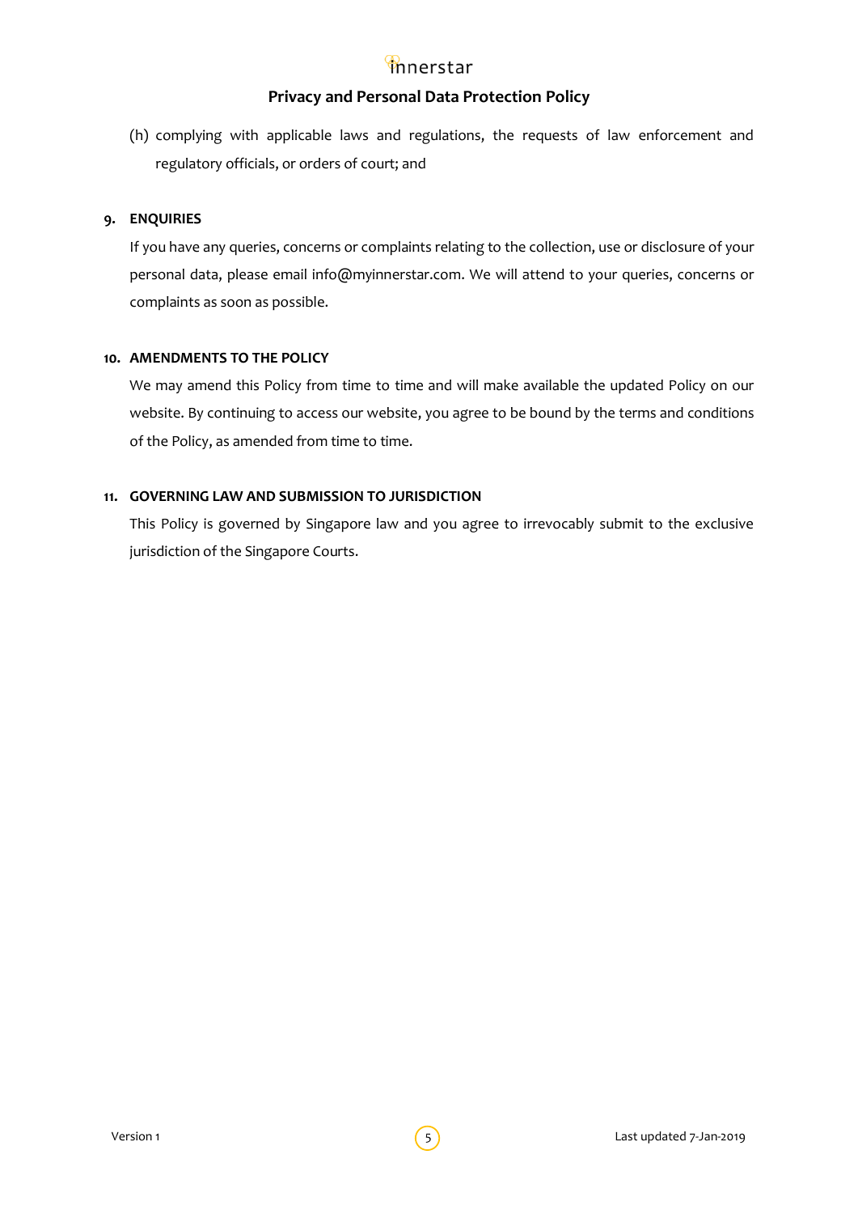(h) complying with applicable laws and regulations, the requests of law enforcement and regulatory officials, or orders of court; and

## 9. ENQUIRIES

If you have any queries, concerns or complaints relating to the collection, use or disclosure of your personal data, please email info@myinnerstar.com. We will attend to your queries, concerns or complaints as soon as possible.

## 10. AMENDMENTS TO THE POLICY

We may amend this Policy from time to time and will make available the updated Policy on our website. By continuing to access our website, you agree to be bound by the terms and conditions of the Policy, as amended from time to time.

## 11. GOVERNING LAW AND SUBMISSION TO JURISDICTION

This Policy is governed by Singapore law and you agree to irrevocably submit to the exclusive jurisdiction of the Singapore Courts.